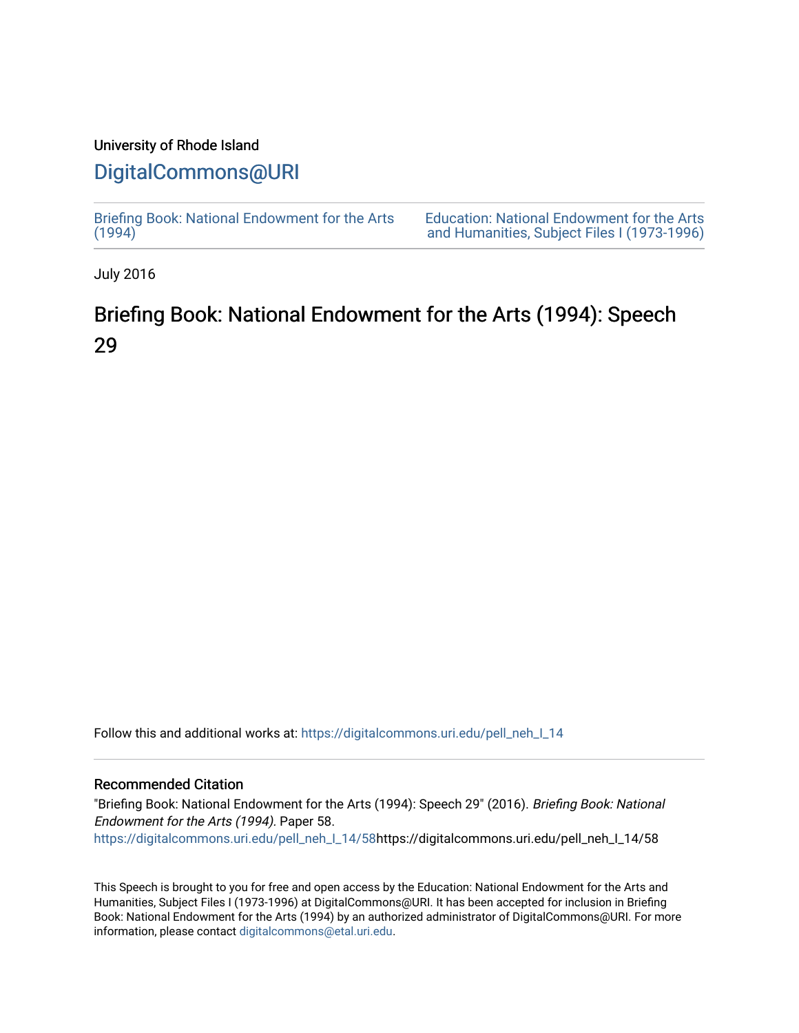University of Rhode Island

## DigitalCommons@URI

Briefing Book: National Endowment for the Arts (1994)

Education: National Endowment for the Arts and Humanities, Subject Files I (1973-1996)

July 2016

# Briefing Book: National Endowment for the Arts (1994): Speech 29

Follow this and additional works at: https://digitalcommons.uri.edu/pell_neh_I_14

### Recommended Citation

"Briefing Book: National Endowment for the Arts (1994): Speech 29" (2016). *Briefing Book: National Endowment for the Arts (1994).* Paper 58.
https://digitalcommons.uri.edu/pell_neh_I_14/58https://digitalcommons.uri.edu/pell_neh_I_14/58

This Speech is brought to you for free and open access by the Education: National Endowment for the Arts and Humanities, Subject Files I (1973-1996) at DigitalCommons@URI. It has been accepted for inclusion in Briefing Book: National Endowment for the Arts (1994) by an authorized administrator of DigitalCommons@URI. For more information, please contact digitalcommons@etal.uri.edu.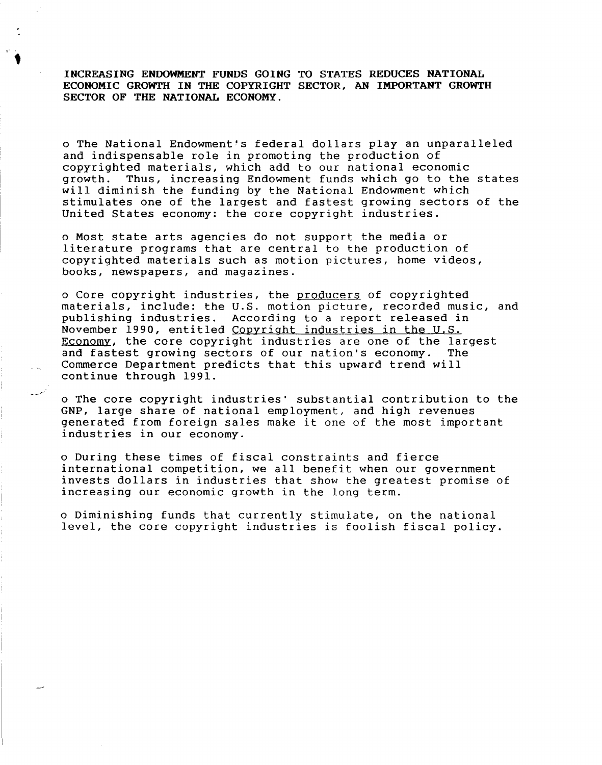**INCREASING ENDOWMENT FUNDS GOING TO STATES REDUCES NATIONAL ECONOMIC GROWTH IN THE COPYRIGHT SECTOR, AN IMPORTANT GROWTH SECTOR OF THE NATIONAL ECONOMY.**

o The National Endowment's federal dollars play an unparalleled and indispensable role in promoting the production of copyrighted materials, which add to our national economic growth. Thus, increasing Endowment funds which go to the states will diminish the funding by the National Endowment which stimulates one of the largest and fastest growing sectors of the United States economy: the core copyright industries.

o Most state arts agencies do not support the media or literature programs that are central to the production of copyrighted materials such as motion pictures, home videos, books, newspapers, and magazines.

o Core copyright industries, the producers of copyrighted materials, include: the U.S. motion picture, recorded music, and publishing industries. According to a report released in November 1990, entitled Copyright industries in the U.S. Economy, the core copyright industries are one of the largest and fastest growing sectors of our nation's economy. The Commerce Department predicts that this upward trend will continue through 1991.

o The core copyright industries' substantial contribution to the GNP, large share of national employment, and high revenues generated from foreign sales make it one of the most important industries in our economy.

o During these times of fiscal constraints and fierce international competition, we all benefit when our government invests dollars in industries that show the greatest promise of increasing our economic growth in the long term.

o Diminishing funds that currently stimulate, on the national level, the core copyright industries is foolish fiscal policy.